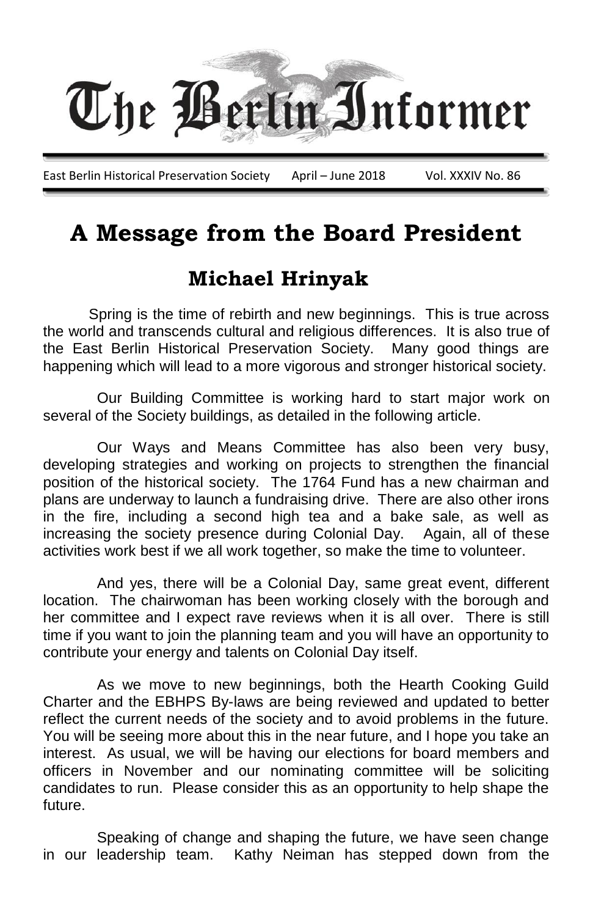# The Berlin Informer

East Berlin Historical Preservation Society April – June 2018 Vol. XXXIV No. 86

# A Message from the Board President

## Michael Hrinyak

Spring is the time of rebirth and new beginnings. This is true across the world and transcends cultural and religious differences. It is also true of the East Berlin Historical Preservation Society. Many good things are happening which will lead to a more vigorous and stronger historical society.

Our Building Committee is working hard to start major work on several of the Society buildings, as detailed in the following article.

Our Ways and Means Committee has also been very busy, developing strategies and working on projects to strengthen the financial position of the historical society. The 1764 Fund has a new chairman and plans are underway to launch a fundraising drive. There are also other irons in the fire, including a second high tea and a bake sale, as well as increasing the society presence during Colonial Day. Again, all of these activities work best if we all work together, so make the time to volunteer.

And yes, there will be a Colonial Day, same great event, different location. The chairwoman has been working closely with the borough and her committee and I expect rave reviews when it is all over. There is still time if you want to join the planning team and you will have an opportunity to contribute your energy and talents on Colonial Day itself.

As we move to new beginnings, both the Hearth Cooking Guild Charter and the EBHPS By-laws are being reviewed and updated to better reflect the current needs of the society and to avoid problems in the future. You will be seeing more about this in the near future, and I hope you take an interest. As usual, we will be having our elections for board members and officers in November and our nominating committee will be soliciting candidates to run. Please consider this as an opportunity to help shape the future.

Speaking of change and shaping the future, we have seen change in our leadership team. Kathy Neiman has stepped down from the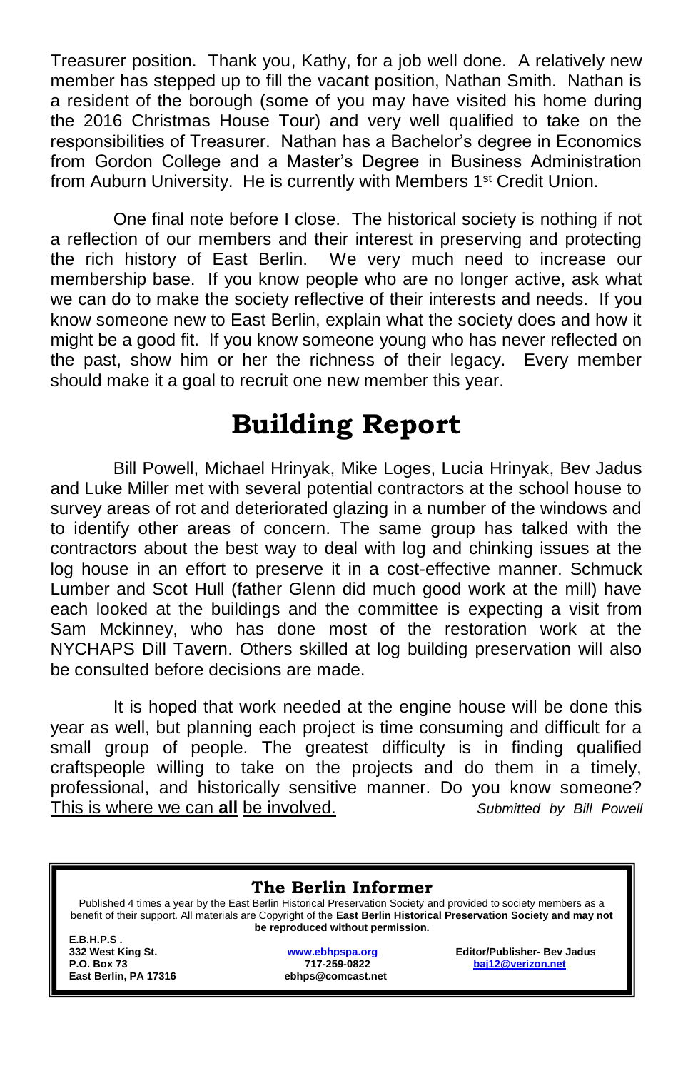Treasurer position. Thank you, Kathy, for a job well done. A relatively new member has stepped up to fill the vacant position, Nathan Smith. Nathan is a resident of the borough (some of you may have visited his home during the 2016 Christmas House Tour) and very well qualified to take on the responsibilities of Treasurer. Nathan has a Bachelor's degree in Economics from Gordon College and a Master's Degree in Business Administration from Auburn University. He is currently with Members 1st Credit Union.

One final note before I close. The historical society is nothing if not a reflection of our members and their interest in preserving and protecting the rich history of East Berlin. We very much need to increase our membership base. If you know people who are no longer active, ask what we can do to make the society reflective of their interests and needs. If you know someone new to East Berlin, explain what the society does and how it might be a good fit. If you know someone young who has never reflected on the past, show him or her the richness of their legacy. Every member should make it a goal to recruit one new member this year.

# Building Report

Bill Powell, Michael Hrinyak, Mike Loges, Lucia Hrinyak, Bev Jadus and Luke Miller met with several potential contractors at the school house to survey areas of rot and deteriorated glazing in a number of the windows and to identify other areas of concern. The same group has talked with the contractors about the best way to deal with log and chinking issues at the log house in an effort to preserve it in a cost-effective manner. Schmuck Lumber and Scot Hull (father Glenn did much good work at the mill) have each looked at the buildings and the committee is expecting a visit from Sam Mckinney, who has done most of the restoration work at the NYCHAPS Dill Tavern. Others skilled at log building preservation will also be consulted before decisions are made.

It is hoped that work needed at the engine house will be done this year as well, but planning each project is time consuming and difficult for a small group of people. The greatest difficulty is in finding qualified craftspeople willing to take on the projects and do them in a timely, professional, and historically sensitive manner. Do you know someone? <u>This is where we can **all** be involved.</u> *Submitted by Bill Powell*

---

**The Berlin Informer**

Published 4 times a year by the East Berlin Historical Preservation Society and provided to society members as a benefit of their support. All materials are Copyright of the **East Berlin Historical Preservation Society and may not be reproduced without permission.**

**E.B.H.P.S .**
**332 West King St.**
**P.O. Box 73**
**East Berlin, PA 17316**

**www.ebhpspa.org**
**717-259-0822**
**ebhps@comcast.net**

**Editor/Publisher- Bev Jadus**
**baj12@verizon.net**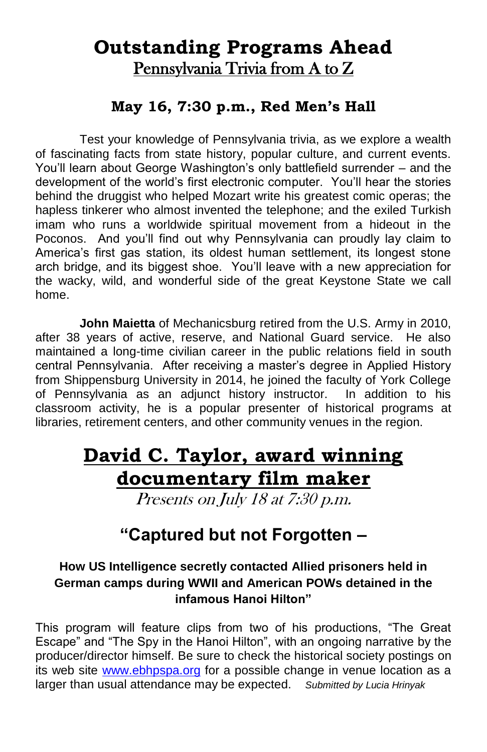# Outstanding Programs Ahead

## Pennsylvania Trivia from A to Z

### May 16, 7:30 p.m., Red Men's Hall

Test your knowledge of Pennsylvania trivia, as we explore a wealth of fascinating facts from state history, popular culture, and current events. You'll learn about George Washington's only battlefield surrender – and the development of the world's first electronic computer. You'll hear the stories behind the druggist who helped Mozart write his greatest comic operas; the hapless tinkerer who almost invented the telephone; and the exiled Turkish imam who runs a worldwide spiritual movement from a hideout in the Poconos. And you'll find out why Pennsylvania can proudly lay claim to America's first gas station, its oldest human settlement, its longest stone arch bridge, and its biggest shoe. You'll leave with a new appreciation for the wacky, wild, and wonderful side of the great Keystone State we call home.

**John Maietta** of Mechanicsburg retired from the U.S. Army in 2010, after 38 years of active, reserve, and National Guard service. He also maintained a long-time civilian career in the public relations field in south central Pennsylvania. After receiving a master's degree in Applied History from Shippensburg University in 2014, he joined the faculty of York College of Pennsylvania as an adjunct history instructor. In addition to his classroom activity, he is a popular presenter of historical programs at libraries, retirement centers, and other community venues in the region.

# David C. Taylor, award winning documentary film maker

*Presents on July 18 at 7:30 p.m.*

## "Captured but not Forgotten –

**How US Intelligence secretly contacted Allied prisoners held in German camps during WWII and American POWs detained in the infamous Hanoi Hilton"**

This program will feature clips from two of his productions, "The Great Escape" and "The Spy in the Hanoi Hilton", with an ongoing narrative by the producer/director himself. Be sure to check the historical society postings on its web site [www.ebhpspa.org](http://www.ebhpspa.org) for a possible change in venue location as a larger than usual attendance may be expected. *Submitted by Lucia Hrinyak*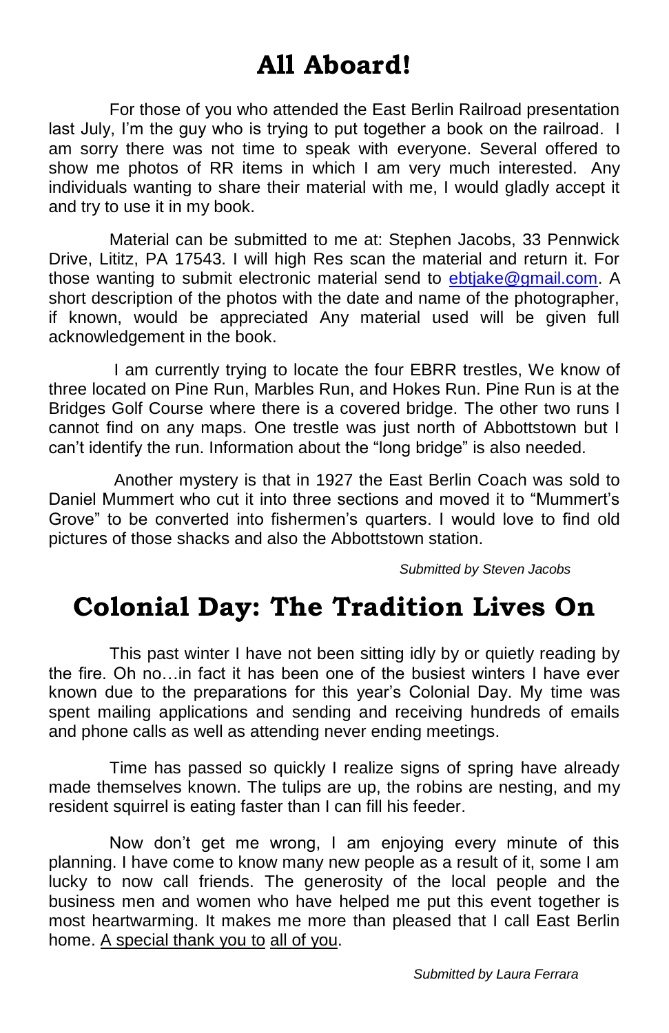# All Aboard!

For those of you who attended the East Berlin Railroad presentation last July, I'm the guy who is trying to put together a book on the railroad. I am sorry there was not time to speak with everyone. Several offered to show me photos of RR items in which I am very much interested. Any individuals wanting to share their material with me, I would gladly accept it and try to use it in my book.

Material can be submitted to me at: Stephen Jacobs, 33 Pennwick Drive, Lititz, PA 17543. I will high Res scan the material and return it. For those wanting to submit electronic material send to ebtjake@gmail.com. A short description of the photos with the date and name of the photographer, if known, would be appreciated Any material used will be given full acknowledgement in the book.

I am currently trying to locate the four EBRR trestles, We know of three located on Pine Run, Marbles Run, and Hokes Run. Pine Run is at the Bridges Golf Course where there is a covered bridge. The other two runs I cannot find on any maps. One trestle was just north of Abbottstown but I can't identify the run. Information about the "long bridge" is also needed.

Another mystery is that in 1927 the East Berlin Coach was sold to Daniel Mummert who cut it into three sections and moved it to "Mummert's Grove" to be converted into fishermen's quarters. I would love to find old pictures of those shacks and also the Abbottstown station.

*Submitted by Steven Jacobs*

# Colonial Day: The Tradition Lives On

This past winter I have not been sitting idly by or quietly reading by the fire. Oh no…in fact it has been one of the busiest winters I have ever known due to the preparations for this year's Colonial Day. My time was spent mailing applications and sending and receiving hundreds of emails and phone calls as well as attending never ending meetings.

Time has passed so quickly I realize signs of spring have already made themselves known. The tulips are up, the robins are nesting, and my resident squirrel is eating faster than I can fill his feeder.

Now don't get me wrong, I am enjoying every minute of this planning. I have come to know many new people as a result of it, some I am lucky to now call friends. The generosity of the local people and the business men and women who have helped me put this event together is most heartwarming. It makes me more than pleased that I call East Berlin home. <u>A special thank you to</u> <u>all of you</u>.

*Submitted by Laura Ferrara*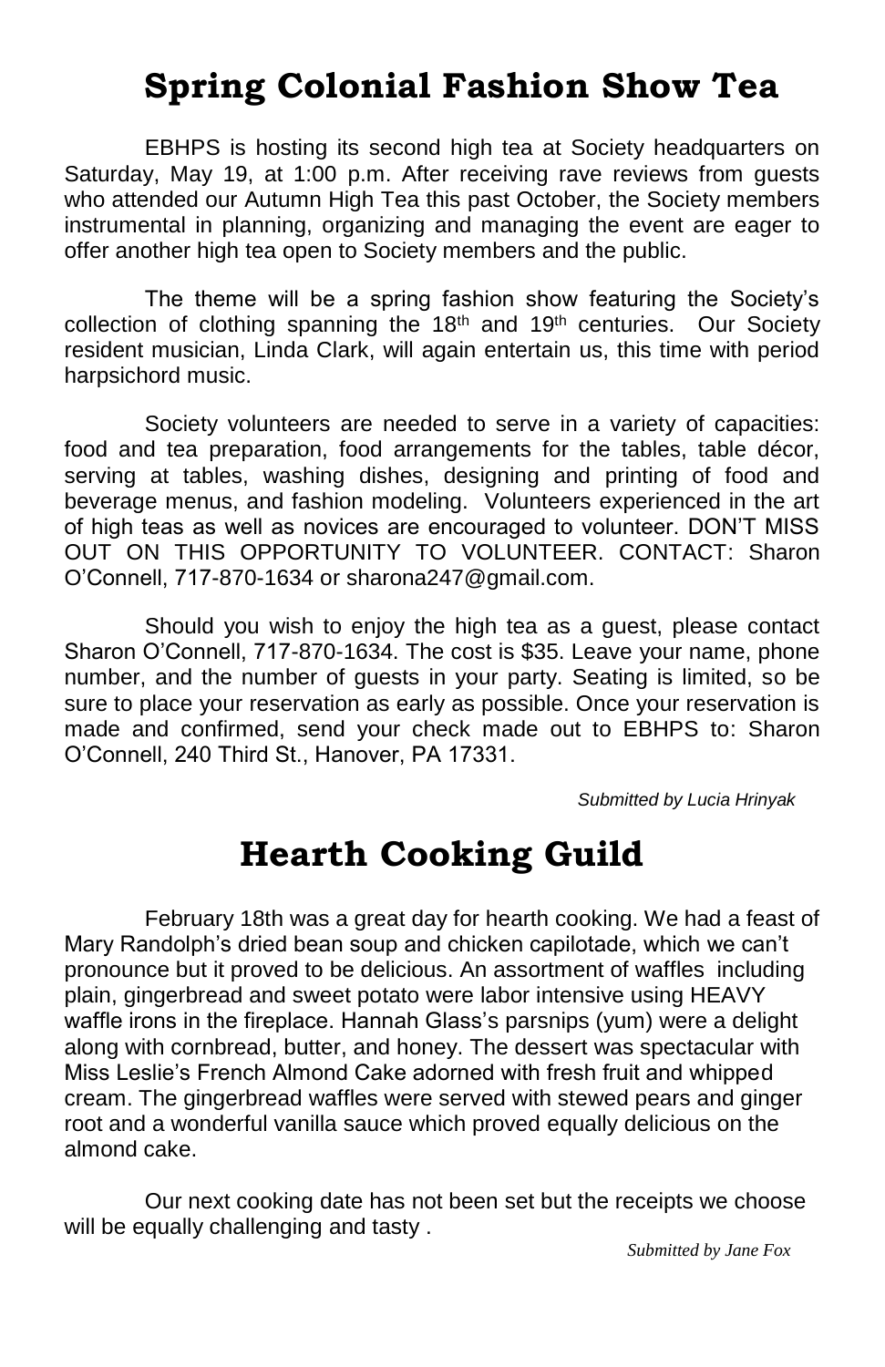# Spring Colonial Fashion Show Tea

EBHPS is hosting its second high tea at Society headquarters on Saturday, May 19, at 1:00 p.m. After receiving rave reviews from guests who attended our Autumn High Tea this past October, the Society members instrumental in planning, organizing and managing the event are eager to offer another high tea open to Society members and the public.

The theme will be a spring fashion show featuring the Society's collection of clothing spanning the 18th and 19th centuries. Our Society resident musician, Linda Clark, will again entertain us, this time with period harpsichord music.

Society volunteers are needed to serve in a variety of capacities: food and tea preparation, food arrangements for the tables, table décor, serving at tables, washing dishes, designing and printing of food and beverage menus, and fashion modeling. Volunteers experienced in the art of high teas as well as novices are encouraged to volunteer. DON'T MISS OUT ON THIS OPPORTUNITY TO VOLUNTEER. CONTACT: Sharon O'Connell, 717-870-1634 or sharona247@gmail.com.

Should you wish to enjoy the high tea as a guest, please contact Sharon O'Connell, 717-870-1634. The cost is $35. Leave your name, phone number, and the number of guests in your party. Seating is limited, so be sure to place your reservation as early as possible. Once your reservation is made and confirmed, send your check made out to EBHPS to: Sharon O'Connell, 240 Third St., Hanover, PA 17331.

*Submitted by Lucia Hrinyak*

# Hearth Cooking Guild

February 18th was a great day for hearth cooking. We had a feast of Mary Randolph's dried bean soup and chicken capilotade, which we can't pronounce but it proved to be delicious. An assortment of waffles including plain, gingerbread and sweet potato were labor intensive using HEAVY waffle irons in the fireplace. Hannah Glass's parsnips (yum) were a delight along with cornbread, butter, and honey. The dessert was spectacular with Miss Leslie's French Almond Cake adorned with fresh fruit and whipped cream. The gingerbread waffles were served with stewed pears and ginger root and a wonderful vanilla sauce which proved equally delicious on the almond cake.

Our next cooking date has not been set but the receipts we choose will be equally challenging and tasty .

*Submitted by Jane Fox*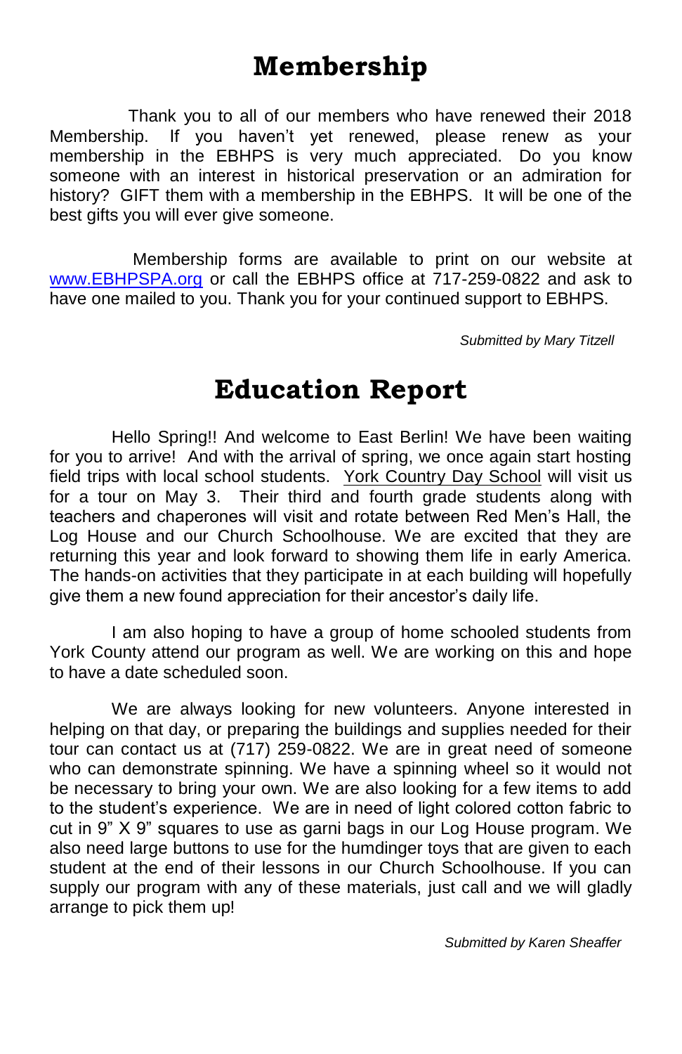# Membership

Thank you to all of our members who have renewed their 2018 Membership. If you haven't yet renewed, please renew as your membership in the EBHPS is very much appreciated. Do you know someone with an interest in historical preservation or an admiration for history? GIFT them with a membership in the EBHPS. It will be one of the best gifts you will ever give someone.

Membership forms are available to print on our website at [www.EBHPSPA.org](http://www.EBHPSPA.org) or call the EBHPS office at 717-259-0822 and ask to have one mailed to you. Thank you for your continued support to EBHPS.

*Submitted by Mary Titzell*

# Education Report

Hello Spring!! And welcome to East Berlin! We have been waiting for you to arrive! And with the arrival of spring, we once again start hosting field trips with local school students. York Country Day School will visit us for a tour on May 3. Their third and fourth grade students along with teachers and chaperones will visit and rotate between Red Men's Hall, the Log House and our Church Schoolhouse. We are excited that they are returning this year and look forward to showing them life in early America. The hands-on activities that they participate in at each building will hopefully give them a new found appreciation for their ancestor's daily life.

I am also hoping to have a group of home schooled students from York County attend our program as well. We are working on this and hope to have a date scheduled soon.

We are always looking for new volunteers. Anyone interested in helping on that day, or preparing the buildings and supplies needed for their tour can contact us at (717) 259-0822. We are in great need of someone who can demonstrate spinning. We have a spinning wheel so it would not be necessary to bring your own. We are also looking for a few items to add to the student's experience. We are in need of light colored cotton fabric to cut in 9" X 9" squares to use as garni bags in our Log House program. We also need large buttons to use for the humdinger toys that are given to each student at the end of their lessons in our Church Schoolhouse. If you can supply our program with any of these materials, just call and we will gladly arrange to pick them up!

*Submitted by Karen Sheaffer*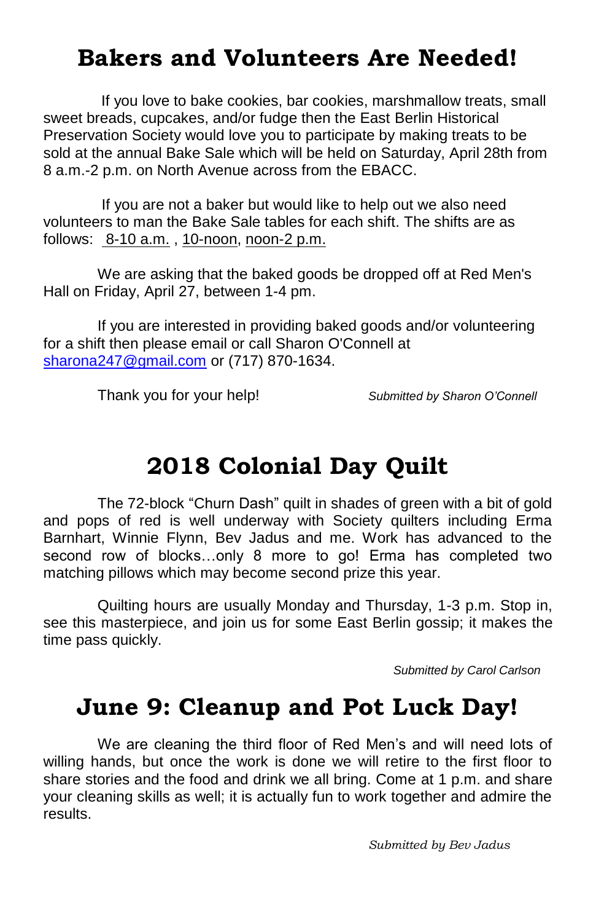# Bakers and Volunteers Are Needed!

If you love to bake cookies, bar cookies, marshmallow treats, small sweet breads, cupcakes, and/or fudge then the East Berlin Historical Preservation Society would love you to participate by making treats to be sold at the annual Bake Sale which will be held on Saturday, April 28th from 8 a.m.-2 p.m. on North Avenue across from the EBACC.

If you are not a baker but would like to help out we also need volunteers to man the Bake Sale tables for each shift. The shifts are as follows: 8-10 a.m. , 10-noon, noon-2 p.m.

We are asking that the baked goods be dropped off at Red Men's Hall on Friday, April 27, between 1-4 pm.

If you are interested in providing baked goods and/or volunteering for a shift then please email or call Sharon O'Connell at sharona247@gmail.com or (717) 870-1634.

Thank you for your help!

*Submitted by Sharon O'Connell*

# 2018 Colonial Day Quilt

The 72-block "Churn Dash" quilt in shades of green with a bit of gold and pops of red is well underway with Society quilters including Erma Barnhart, Winnie Flynn, Bev Jadus and me. Work has advanced to the second row of blocks…only 8 more to go! Erma has completed two matching pillows which may become second prize this year.

Quilting hours are usually Monday and Thursday, 1-3 p.m. Stop in, see this masterpiece, and join us for some East Berlin gossip; it makes the time pass quickly.

*Submitted by Carol Carlson*

# June 9: Cleanup and Pot Luck Day!

We are cleaning the third floor of Red Men's and will need lots of willing hands, but once the work is done we will retire to the first floor to share stories and the food and drink we all bring. Come at 1 p.m. and share your cleaning skills as well; it is actually fun to work together and admire the results.

*Submitted by Bev Jadus*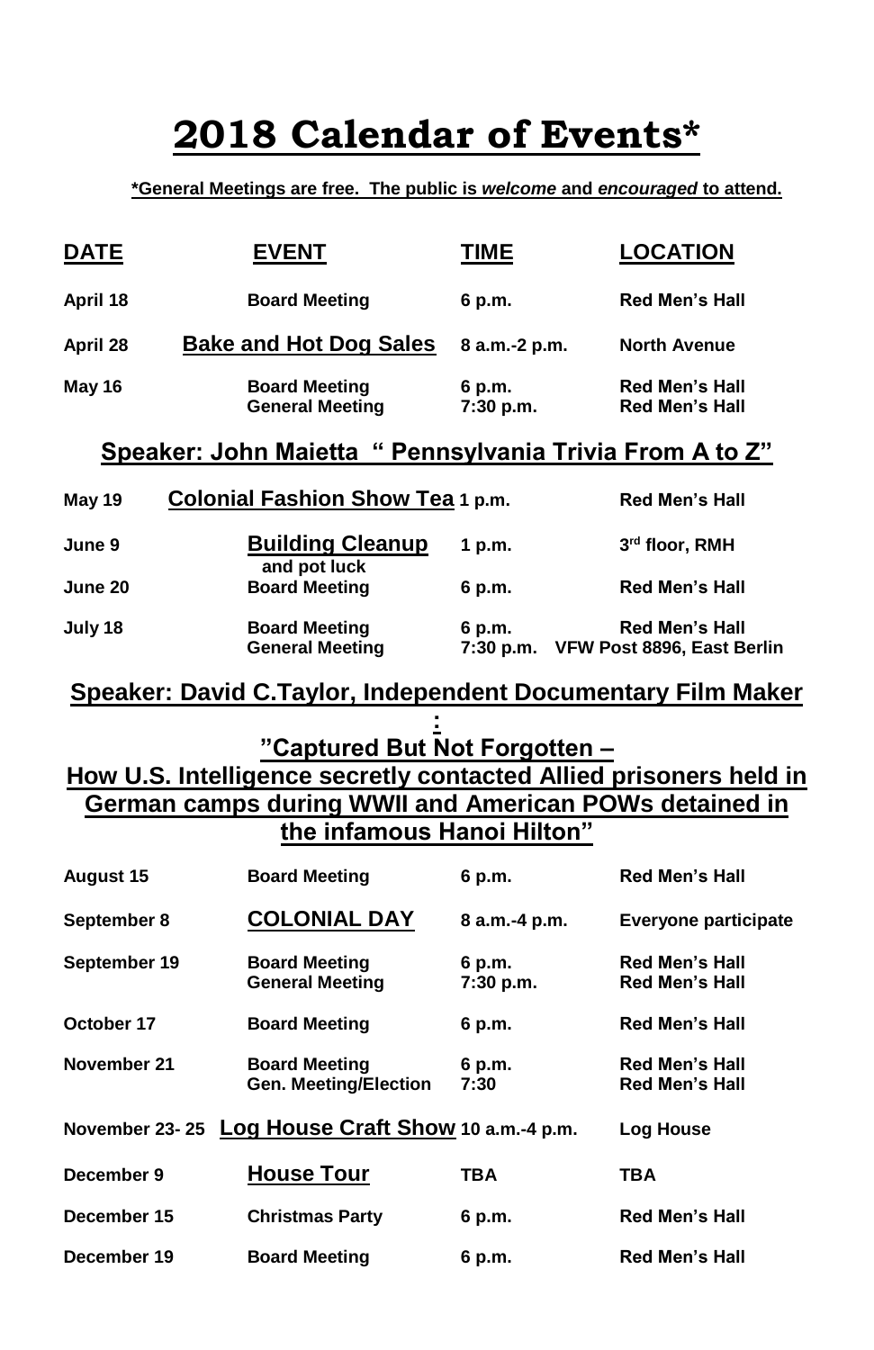# 2018 Calendar of Events*

**\*General Meetings are free. The public is *welcome* and *encouraged* to attend.**

| DATE | EVENT | TIME | LOCATION |
|---|---|---|---|
| April 18 | Board Meeting | 6 p.m. | Red Men's Hall |
| April 28 | **Bake and Hot Dog Sales** | 8 a.m.-2 p.m. | North Avenue |
| May 16 | Board Meeting<br>General Meeting | 6 p.m.<br>7:30 p.m. | Red Men's Hall<br>Red Men's Hall |

**Speaker: John Maietta " Pennsylvania Trivia From A to Z"**

| DATE | EVENT | TIME | LOCATION |
|---|---|---|---|
| May 19 | **Colonial Fashion Show Tea** | 1 p.m. | Red Men's Hall |
| June 9 | **Building Cleanup** and pot luck | 1 p.m. | 3rd floor, RMH |
| June 20 | Board Meeting | 6 p.m. | Red Men's Hall |
| July 18 | Board Meeting<br>General Meeting | 6 p.m.<br>7:30 p.m. | Red Men's Hall<br>VFW Post 8896, East Berlin |

**Speaker: David C.Taylor, Independent Documentary Film Maker :**

**"Captured But Not Forgotten – How U.S. Intelligence secretly contacted Allied prisoners held in German camps during WWII and American POWs detained in the infamous Hanoi Hilton"**

| DATE | EVENT | TIME | LOCATION |
|---|---|---|---|
| August 15 | Board Meeting | 6 p.m. | Red Men's Hall |
| September 8 | **COLONIAL DAY** | 8 a.m.-4 p.m. | Everyone participate |
| September 19 | Board Meeting<br>General Meeting | 6 p.m.<br>7:30 p.m. | Red Men's Hall<br>Red Men's Hall |
| October 17 | Board Meeting | 6 p.m. | Red Men's Hall |
| November 21 | Board Meeting<br>Gen. Meeting/Election | 6 p.m.<br>7:30 | Red Men's Hall<br>Red Men's Hall |
| November 23- 25 | **Log House Craft Show** | 10 a.m.-4 p.m. | Log House |
| December 9 | **House Tour** | TBA | TBA |
| December 15 | Christmas Party | 6 p.m. | Red Men's Hall |
| December 19 | Board Meeting | 6 p.m. | Red Men's Hall |